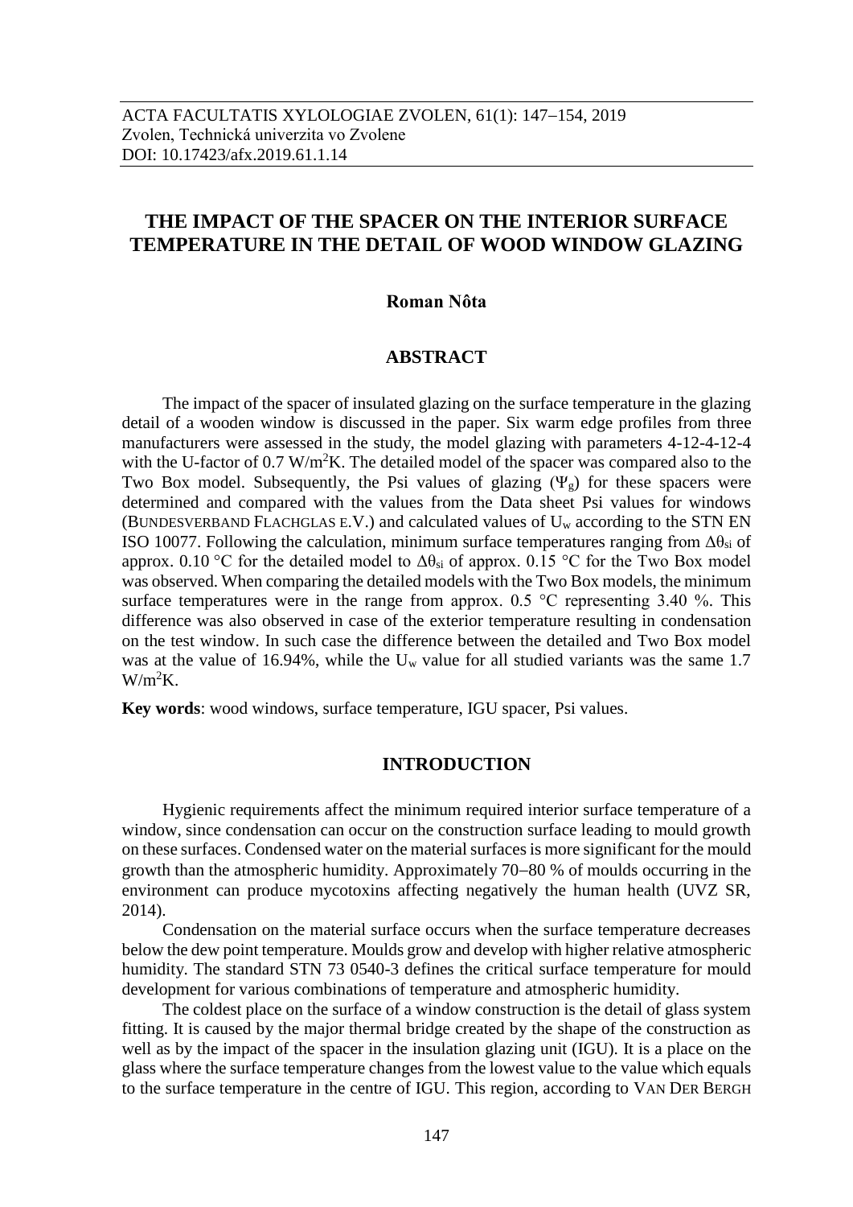ACTA FACULTATIS XYLOLOGIAE ZVOLEN, 61(1): 147−154, 2019
Zvolen, Technická univerzita vo Zvolene
DOI: 10.17423/afx.2019.61.1.14

# THE IMPACT OF THE SPACER ON THE INTERIOR SURFACE TEMPERATURE IN THE DETAIL OF WOOD WINDOW GLAZING

**Roman Nôta**

## ABSTRACT

The impact of the spacer of insulated glazing on the surface temperature in the glazing detail of a wooden window is discussed in the paper. Six warm edge profiles from three manufacturers were assessed in the study, the model glazing with parameters 4-12-4-12-4 with the U-factor of 0.7 W/m$^2$K. The detailed model of the spacer was compared also to the Two Box model. Subsequently, the Psi values of glazing ($\Psi_g$) for these spacers were determined and compared with the values from the Data sheet Psi values for windows (BUNDESVERBAND FLACHGLAS E.V.) and calculated values of $U_w$ according to the STN EN ISO 10077. Following the calculation, minimum surface temperatures ranging from $\Delta\theta_{si}$ of approx. 0.10 °C for the detailed model to $\Delta\theta_{si}$ of approx. 0.15 °C for the Two Box model was observed. When comparing the detailed models with the Two Box models, the minimum surface temperatures were in the range from approx. 0.5 °C representing 3.40 %. This difference was also observed in case of the exterior temperature resulting in condensation on the test window. In such case the difference between the detailed and Two Box model was at the value of 16.94%, while the $U_w$ value for all studied variants was the same 1.7 W/m$^2$K.

**Key words**: wood windows, surface temperature, IGU spacer, Psi values.

## INTRODUCTION

Hygienic requirements affect the minimum required interior surface temperature of a window, since condensation can occur on the construction surface leading to mould growth on these surfaces. Condensed water on the material surfaces is more significant for the mould growth than the atmospheric humidity. Approximately 70−80 % of moulds occurring in the environment can produce mycotoxins affecting negatively the human health (UVZ SR, 2014).

Condensation on the material surface occurs when the surface temperature decreases below the dew point temperature. Moulds grow and develop with higher relative atmospheric humidity. The standard STN 73 0540-3 defines the critical surface temperature for mould development for various combinations of temperature and atmospheric humidity.

The coldest place on the surface of a window construction is the detail of glass system fitting. It is caused by the major thermal bridge created by the shape of the construction as well as by the impact of the spacer in the insulation glazing unit (IGU). It is a place on the glass where the surface temperature changes from the lowest value to the value which equals to the surface temperature in the centre of IGU. This region, according to VAN DER BERGH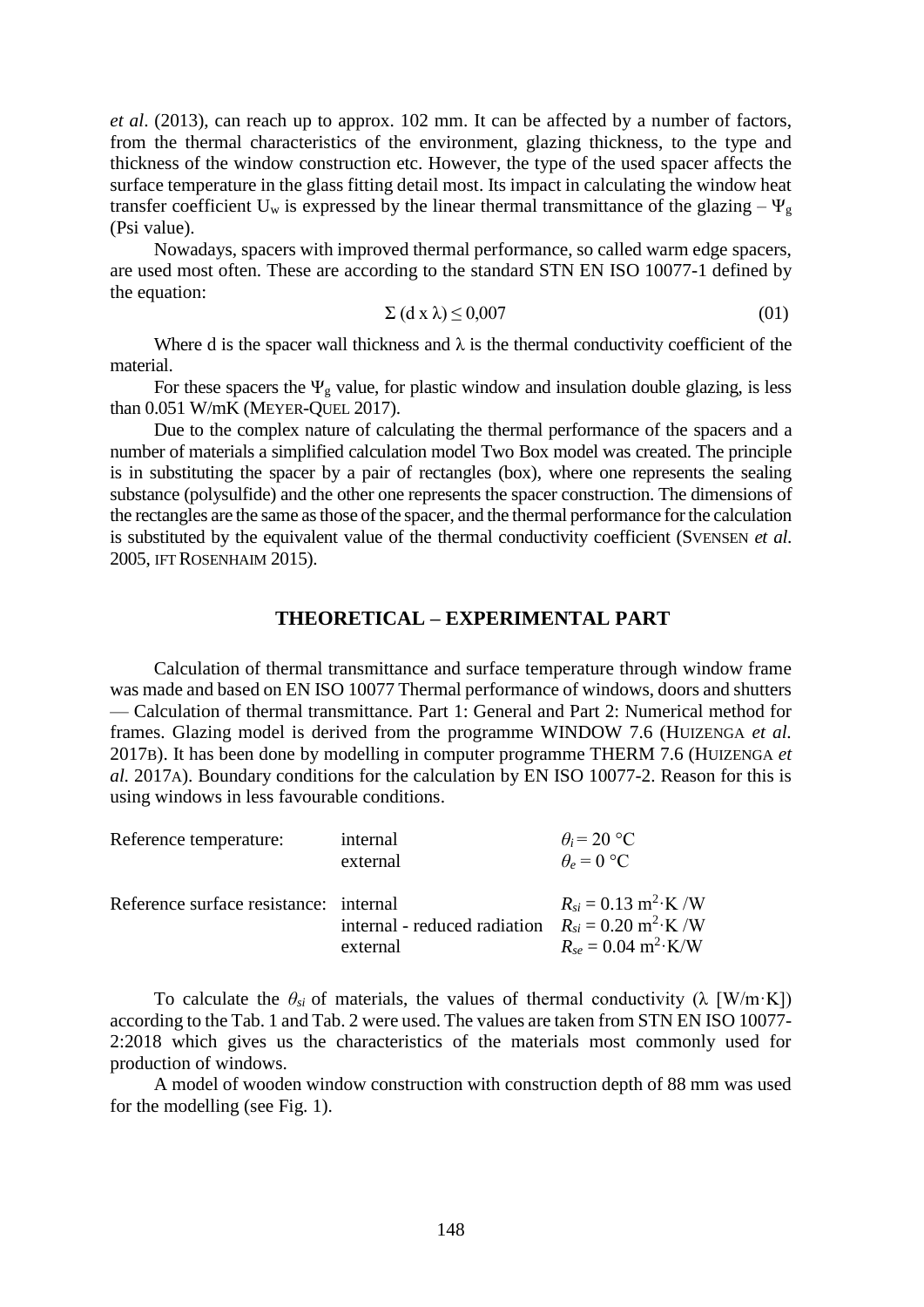*et al*. (2013), can reach up to approx. 102 mm. It can be affected by a number of factors, from the thermal characteristics of the environment, glazing thickness, to the type and thickness of the window construction etc. However, the type of the used spacer affects the surface temperature in the glass fitting detail most. Its impact in calculating the window heat transfer coefficient $U_w$ is expressed by the linear thermal transmittance of the glazing – $\Psi_g$ (Psi value).

Nowadays, spacers with improved thermal performance, so called warm edge spacers, are used most often. These are according to the standard STN EN ISO 10077-1 defined by the equation:

$$\Sigma (d \times \lambda) \leq 0{,}007 \tag{01}$$

Where d is the spacer wall thickness and λ is the thermal conductivity coefficient of the material.

For these spacers the $\Psi_g$ value, for plastic window and insulation double glazing, is less than 0.051 W/mK (Meyer-Quel 2017).

Due to the complex nature of calculating the thermal performance of the spacers and a number of materials a simplified calculation model Two Box model was created. The principle is in substituting the spacer by a pair of rectangles (box), where one represents the sealing substance (polysulfide) and the other one represents the spacer construction. The dimensions of the rectangles are the same as those of the spacer, and the thermal performance for the calculation is substituted by the equivalent value of the thermal conductivity coefficient (Svensen *et al*. 2005, ift Rosenhaim 2015).

## THEORETICAL – EXPERIMENTAL PART

Calculation of thermal transmittance and surface temperature through window frame was made and based on EN ISO 10077 Thermal performance of windows, doors and shutters — Calculation of thermal transmittance. Part 1: General and Part 2: Numerical method for frames. Glazing model is derived from the programme WINDOW 7.6 (Huizenga *et al.* 2017b). It has been done by modelling in computer programme THERM 7.6 (Huizenga *et al.* 2017a). Boundary conditions for the calculation by EN ISO 10077-2. Reason for this is using windows in less favourable conditions.

| | | |
|---|---|---|
| Reference temperature: | internal | $\theta_i = 20$ °C |
| | external | $\theta_e = 0$ °C |
| Reference surface resistance: | internal | $R_{si} = 0.13$ m$^2$·K /W |
| | internal - reduced radiation | $R_{si} = 0.20$ m$^2$·K /W |
| | external | $R_{se} = 0.04$ m$^2$·K/W |

To calculate the $\theta_{si}$ of materials, the values of thermal conductivity (λ [W/m·K]) according to the Tab. 1 and Tab. 2 were used. The values are taken from STN EN ISO 10077-2:2018 which gives us the characteristics of the materials most commonly used for production of windows.

A model of wooden window construction with construction depth of 88 mm was used for the modelling (see Fig. 1).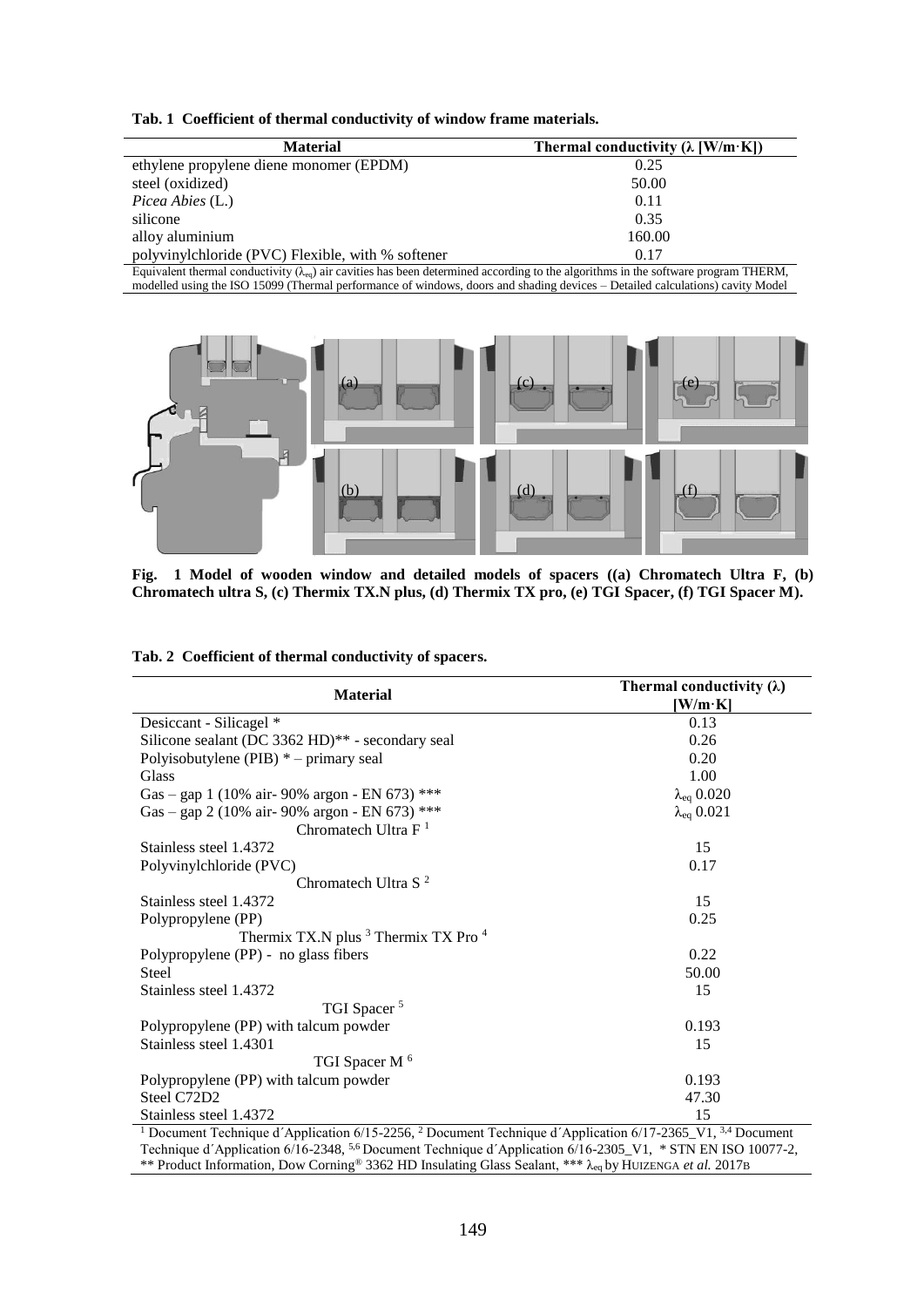**Tab. 1 Coefficient of thermal conductivity of window frame materials.**

| Material | Thermal conductivity (λ [W/m·K]) |
|---|---|
| ethylene propylene diene monomer (EPDM) | 0.25 |
| steel (oxidized) | 50.00 |
| *Picea Abies* (L.) | 0.11 |
| silicone | 0.35 |
| alloy aluminium | 160.00 |
| polyvinylchloride (PVC) Flexible, with % softener | 0.17 |

Equivalent thermal conductivity ($\lambda_{eq}$) air cavities has been determined according to the algorithms in the software program THERM, modelled using the ISO 15099 (Thermal performance of windows, doors and shading devices – Detailed calculations) cavity Model

**Fig. 1 Model of wooden window and detailed models of spacers ((a) Chromatech Ultra F, (b) Chromatech ultra S, (c) Thermix TX.N plus, (d) Thermix TX pro, (e) TGI Spacer, (f) TGI Spacer M).**

**Tab. 2 Coefficient of thermal conductivity of spacers.**

| Material | Thermal conductivity (λ) [W/m·K] |
|---|---|
| Desiccant - Silicagel * | 0.13 |
| Silicone sealant (DC 3362 HD)** - secondary seal | 0.26 |
| Polyisobutylene (PIB) * – primary seal | 0.20 |
| Glass | 1.00 |
| Gas – gap 1 (10% air- 90% argon - EN 673) *** | $\lambda_{eq}$ 0.020 |
| Gas – gap 2 (10% air- 90% argon - EN 673) *** | $\lambda_{eq}$ 0.021 |
| Chromatech Ultra F [1] | |
| Stainless steel 1.4372 | 15 |
| Polyvinylchloride (PVC) | 0.17 |
| Chromatech Ultra S [2] | |
| Stainless steel 1.4372 | 15 |
| Polypropylene (PP) | 0.25 |
| Thermix TX.N plus [3] Thermix TX Pro [4] | |
| Polypropylene (PP) - no glass fibers | 0.22 |
| Steel | 50.00 |
| Stainless steel 1.4372 | 15 |
| TGI Spacer [5] | |
| Polypropylene (PP) with talcum powder | 0.193 |
| Stainless steel 1.4301 | 15 |
| TGI Spacer M [6] | |
| Polypropylene (PP) with talcum powder | 0.193 |
| Steel C72D2 | 47.30 |
| Stainless steel 1.4372 | 15 |

[1] Document Technique d´Application 6/15-2256, [2] Document Technique d´Application 6/17-2365_V1, [3,4] Document Technique d´Application 6/16-2348, [5,6] Document Technique d´Application 6/16-2305_V1, * STN EN ISO 10077-2, ** Product Information, Dow Corning® 3362 HD Insulating Glass Sealant, *** $\lambda_{eq}$ by HUIZENGA *et al.* 2017B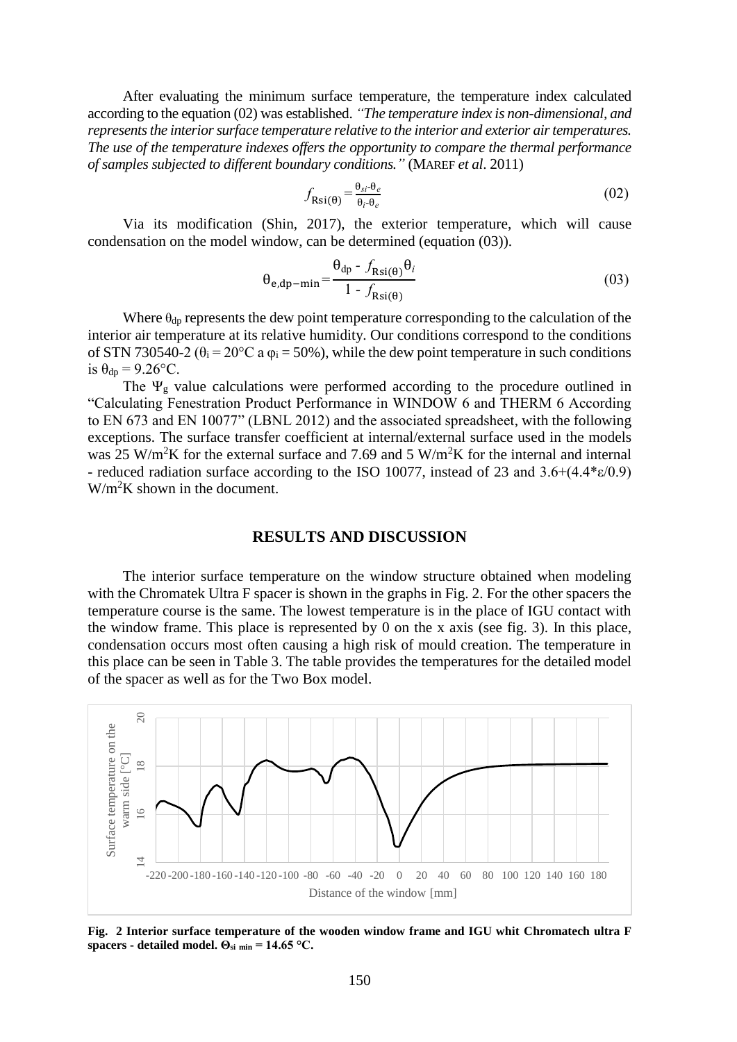After evaluating the minimum surface temperature, the temperature index calculated according to the equation (02) was established. *"The temperature index is non-dimensional, and represents the interior surface temperature relative to the interior and exterior air temperatures. The use of the temperature indexes offers the opportunity to compare the thermal performance of samples subjected to different boundary conditions."* (MAREF *et al*. 2011)

$$f_{\mathrm{Rsi}(\theta)} = \frac{\theta_{si}\text{-}\theta_e}{\theta_i\text{-}\theta_e} \tag{02}$$

Via its modification (Shin, 2017), the exterior temperature, which will cause condensation on the model window, can be determined (equation (03)).

$$\theta_{\mathrm{e,dp-min}} = \frac{\theta_{\mathrm{dp}} - f_{\mathrm{Rsi}(\theta)}\theta_i}{1 - f_{\mathrm{Rsi}(\theta)}} \tag{03}$$

Where $\theta_{dp}$ represents the dew point temperature corresponding to the calculation of the interior air temperature at its relative humidity. Our conditions correspond to the conditions of STN 730540-2 ($\theta_i = 20°C$ a $\varphi_i = 50\%$), while the dew point temperature in such conditions is $\theta_{dp} = 9.26°C$.

The $\Psi_g$ value calculations were performed according to the procedure outlined in "Calculating Fenestration Product Performance in WINDOW 6 and THERM 6 According to EN 673 and EN 10077" (LBNL 2012) and the associated spreadsheet, with the following exceptions. The surface transfer coefficient at internal/external surface used in the models was 25 $W/m^2K$ for the external surface and 7.69 and 5 $W/m^2K$ for the internal and internal - reduced radiation surface according to the ISO 10077, instead of 23 and $3.6+(4.4*\varepsilon/0.9)$ $W/m^2K$ shown in the document.

## RESULTS AND DISCUSSION

The interior surface temperature on the window structure obtained when modeling with the Chromatek Ultra F spacer is shown in the graphs in Fig. 2. For the other spacers the temperature course is the same. The lowest temperature is in the place of IGU contact with the window frame. This place is represented by 0 on the x axis (see fig. 3). In this place, condensation occurs most often causing a high risk of mould creation. The temperature in this place can be seen in Table 3. The table provides the temperatures for the detailed model of the spacer as well as for the Two Box model.

**Fig. 2 Interior surface temperature of the wooden window frame and IGU whit Chromatech ultra F spacers - detailed model. $\Theta_{si\ min} = 14.65$ °C.**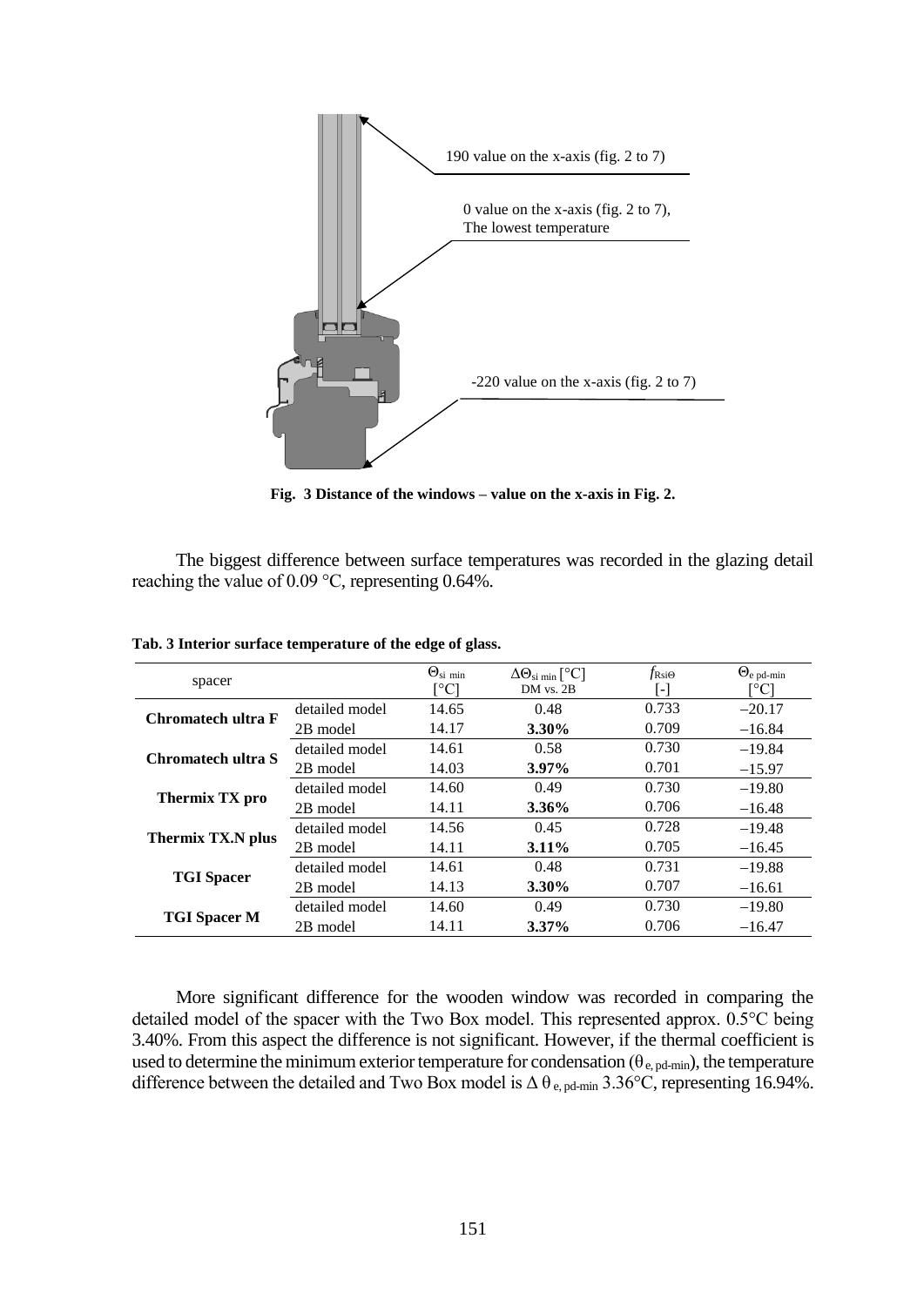190 value on the x-axis (fig. 2 to 7)

0 value on the x-axis (fig. 2 to 7),
The lowest temperature

-220 value on the x-axis (fig. 2 to 7)

**Fig. 3 Distance of the windows – value on the x-axis in Fig. 2.**

The biggest difference between surface temperatures was recorded in the glazing detail reaching the value of 0.09 °C, representing 0.64%.

**Tab. 3 Interior surface temperature of the edge of glass.**

| spacer | | $\Theta_{si\ min}$ [°C] | $\Delta\Theta_{si\ min}$ [°C] DM vs. 2B | $f_{Rsi\Theta}$ [-] | $\Theta_{e\ pd\text{-}min}$ [°C] |
|---|---|---|---|---|---|
| **Chromatech ultra F** | detailed model | 14.65 | 0.48 | 0.733 | −20.17 |
| | 2B model | 14.17 | **3.30%** | 0.709 | −16.84 |
| **Chromatech ultra S** | detailed model | 14.61 | 0.58 | 0.730 | −19.84 |
| | 2B model | 14.03 | **3.97%** | 0.701 | −15.97 |
| **Thermix TX pro** | detailed model | 14.60 | 0.49 | 0.730 | −19.80 |
| | 2B model | 14.11 | **3.36%** | 0.706 | −16.48 |
| **Thermix TX.N plus** | detailed model | 14.56 | 0.45 | 0.728 | −19.48 |
| | 2B model | 14.11 | **3.11%** | 0.705 | −16.45 |
| **TGI Spacer** | detailed model | 14.61 | 0.48 | 0.731 | −19.88 |
| | 2B model | 14.13 | **3.30%** | 0.707 | −16.61 |
| **TGI Spacer M** | detailed model | 14.60 | 0.49 | 0.730 | −19.80 |
| | 2B model | 14.11 | **3.37%** | 0.706 | −16.47 |

More significant difference for the wooden window was recorded in comparing the detailed model of the spacer with the Two Box model. This represented approx. 0.5°C being 3.40%. From this aspect the difference is not significant. However, if the thermal coefficient is used to determine the minimum exterior temperature for condensation ($\theta_{e,\ pd\text{-}min}$), the temperature difference between the detailed and Two Box model is $\Delta\ \theta_{e,\ pd\text{-}min}$ 3.36°C, representing 16.94%.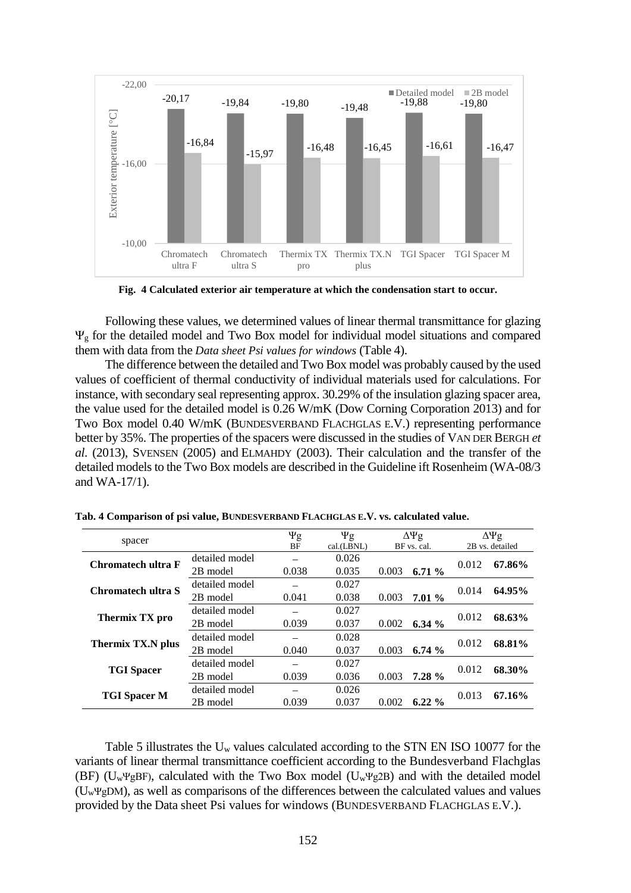Fig. 4 Calculated exterior air temperature at which the condensation start to occur.

Following these values, we determined values of linear thermal transmittance for glazing $\Psi_g$ for the detailed model and Two Box model for individual model situations and compared them with data from the *Data sheet Psi values for windows* (Table 4).

The difference between the detailed and Two Box model was probably caused by the used values of coefficient of thermal conductivity of individual materials used for calculations. For instance, with secondary seal representing approx. 30.29% of the insulation glazing spacer area, the value used for the detailed model is 0.26 W/mK (Dow Corning Corporation 2013) and for Two Box model 0.40 W/mK (BUNDESVERBAND FLACHGLAS E.V.) representing performance better by 35%. The properties of the spacers were discussed in the studies of VAN DER BERGH *et al*. (2013), SVENSEN (2005) and ELMAHDY (2003). Their calculation and the transfer of the detailed models to the Two Box models are described in the Guideline ift Rosenheim (WA-08/3 and WA-17/1).

**Tab. 4 Comparison of psi value, BUNDESVERBAND FLACHGLAS E.V. vs. calculated value.**

| spacer | | $\Psi_g$ BF | $\Psi_g$ cal.(LBNL) | $\Delta\Psi_g$ BF vs. cal. | | $\Delta\Psi_g$ 2B vs. detailed | |
|---|---|---|---|---|---|---|---|
| **Chromatech ultra F** | detailed model | – | 0.026 | | | 0.012 | **67.86%** |
| | 2B model | 0.038 | 0.035 | 0.003 | **6.71 %** | | |
| **Chromatech ultra S** | detailed model | – | 0.027 | | | 0.014 | **64.95%** |
| | 2B model | 0.041 | 0.038 | 0.003 | **7.01 %** | | |
| **Thermix TX pro** | detailed model | – | 0.027 | | | 0.012 | **68.63%** |
| | 2B model | 0.039 | 0.037 | 0.002 | **6.34 %** | | |
| **Thermix TX.N plus** | detailed model | – | 0.028 | | | 0.012 | **68.81%** |
| | 2B model | 0.040 | 0.037 | 0.003 | **6.74 %** | | |
| **TGI Spacer** | detailed model | – | 0.027 | | | 0.012 | **68.30%** |
| | 2B model | 0.039 | 0.036 | 0.003 | **7.28 %** | | |
| **TGI Spacer M** | detailed model | – | 0.026 | | | 0.013 | **67.16%** |
| | 2B model | 0.039 | 0.037 | 0.002 | **6.22 %** | | |

Table 5 illustrates the $U_w$ values calculated according to the STN EN ISO 10077 for the variants of linear thermal transmittance coefficient according to the Bundesverband Flachglas (BF) ($U_w\Psi_{gBF}$), calculated with the Two Box model ($U_w\Psi_{g2B}$) and with the detailed model ($U_w\Psi_{gDM}$), as well as comparisons of the differences between the calculated values and values provided by the Data sheet Psi values for windows (BUNDESVERBAND FLACHGLAS E.V.).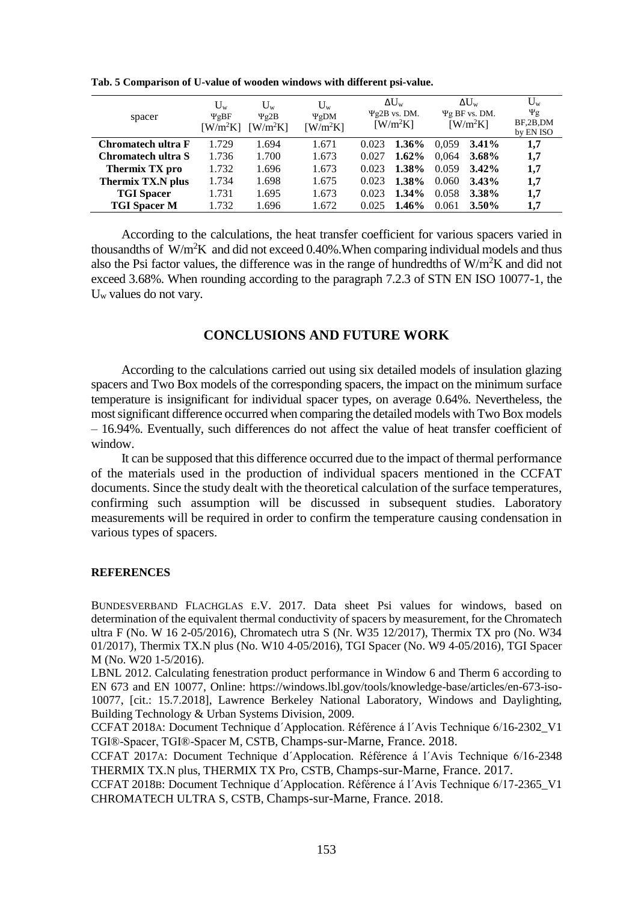**Tab. 5 Comparison of U-value of wooden windows with different psi-value.**

| spacer | $U_w$ $\Psi_{gBF}$ [W/m²K] | $U_w$ $\Psi_{g2B}$ [W/m²K] | $U_w$ $\Psi_{gDM}$ [W/m²K] | $\Delta U_w$ $\Psi_{g2B}$ vs. DM. [W/m²K] | | $\Delta U_w$ $\Psi_g$ BF vs. DM. [W/m²K] | | $U_w$ $\Psi_g$ BF,2B,DM by EN ISO |
|---|---|---|---|---|---|---|---|---|
| **Chromatech ultra F** | 1.729 | 1.694 | 1.671 | 0.023 | **1.36%** | 0,059 | **3.41%** | **1,7** |
| **Chromatech ultra S** | 1.736 | 1.700 | 1.673 | 0.027 | **1.62%** | 0,064 | **3.68%** | **1,7** |
| **Thermix TX pro** | 1.732 | 1.696 | 1.673 | 0.023 | **1.38%** | 0.059 | **3.42%** | **1,7** |
| **Thermix TX.N plus** | 1.734 | 1.698 | 1.675 | 0.023 | **1.38%** | 0.060 | **3.43%** | **1,7** |
| **TGI Spacer** | 1.731 | 1.695 | 1.673 | 0.023 | **1.34%** | 0.058 | **3.38%** | **1,7** |
| **TGI Spacer M** | 1.732 | 1.696 | 1.672 | 0.025 | **1.46%** | 0.061 | **3.50%** | **1,7** |

According to the calculations, the heat transfer coefficient for various spacers varied in thousandths of W/m²K and did not exceed 0.40%.When comparing individual models and thus also the Psi factor values, the difference was in the range of hundredths of W/m²K and did not exceed 3.68%. When rounding according to the paragraph 7.2.3 of STN EN ISO 10077-1, the $U_w$ values do not vary.

## CONCLUSIONS AND FUTURE WORK

According to the calculations carried out using six detailed models of insulation glazing spacers and Two Box models of the corresponding spacers, the impact on the minimum surface temperature is insignificant for individual spacer types, on average 0.64%. Nevertheless, the most significant difference occurred when comparing the detailed models with Two Box models – 16.94%. Eventually, such differences do not affect the value of heat transfer coefficient of window.

It can be supposed that this difference occurred due to the impact of thermal performance of the materials used in the production of individual spacers mentioned in the CCFAT documents. Since the study dealt with the theoretical calculation of the surface temperatures, confirming such assumption will be discussed in subsequent studies. Laboratory measurements will be required in order to confirm the temperature causing condensation in various types of spacers.

### REFERENCES

BUNDESVERBAND FLACHGLAS E.V. 2017. Data sheet Psi values for windows, based on determination of the equivalent thermal conductivity of spacers by measurement, for the Chromatech ultra F (No. W 16 2-05/2016), Chromatech utra S (Nr. W35 12/2017), Thermix TX pro (No. W34 01/2017), Thermix TX.N plus (No. W10 4-05/2016), TGI Spacer (No. W9 4-05/2016), TGI Spacer M (No. W20 1-5/2016).

LBNL 2012. Calculating fenestration product performance in Window 6 and Therm 6 according to EN 673 and EN 10077, Online: https://windows.lbl.gov/tools/knowledge-base/articles/en-673-iso-10077, [cit.: 15.7.2018], Lawrence Berkeley National Laboratory, Windows and Daylighting, Building Technology & Urban Systems Division, 2009.

CCFAT 2018A: Document Technique d´Applocation. Référence á l´Avis Technique 6/16-2302_V1 TGI®-Spacer, TGI®-Spacer M, CSTB, Champs-sur-Marne, France. 2018.

CCFAT 2017A: Document Technique d´Applocation. Référence á l´Avis Technique 6/16-2348 THERMIX TX.N plus, THERMIX TX Pro, CSTB, Champs-sur-Marne, France. 2017.

CCFAT 2018B: Document Technique d´Applocation. Référence á l´Avis Technique 6/17-2365_V1 CHROMATECH ULTRA S, CSTB, Champs-sur-Marne, France. 2018.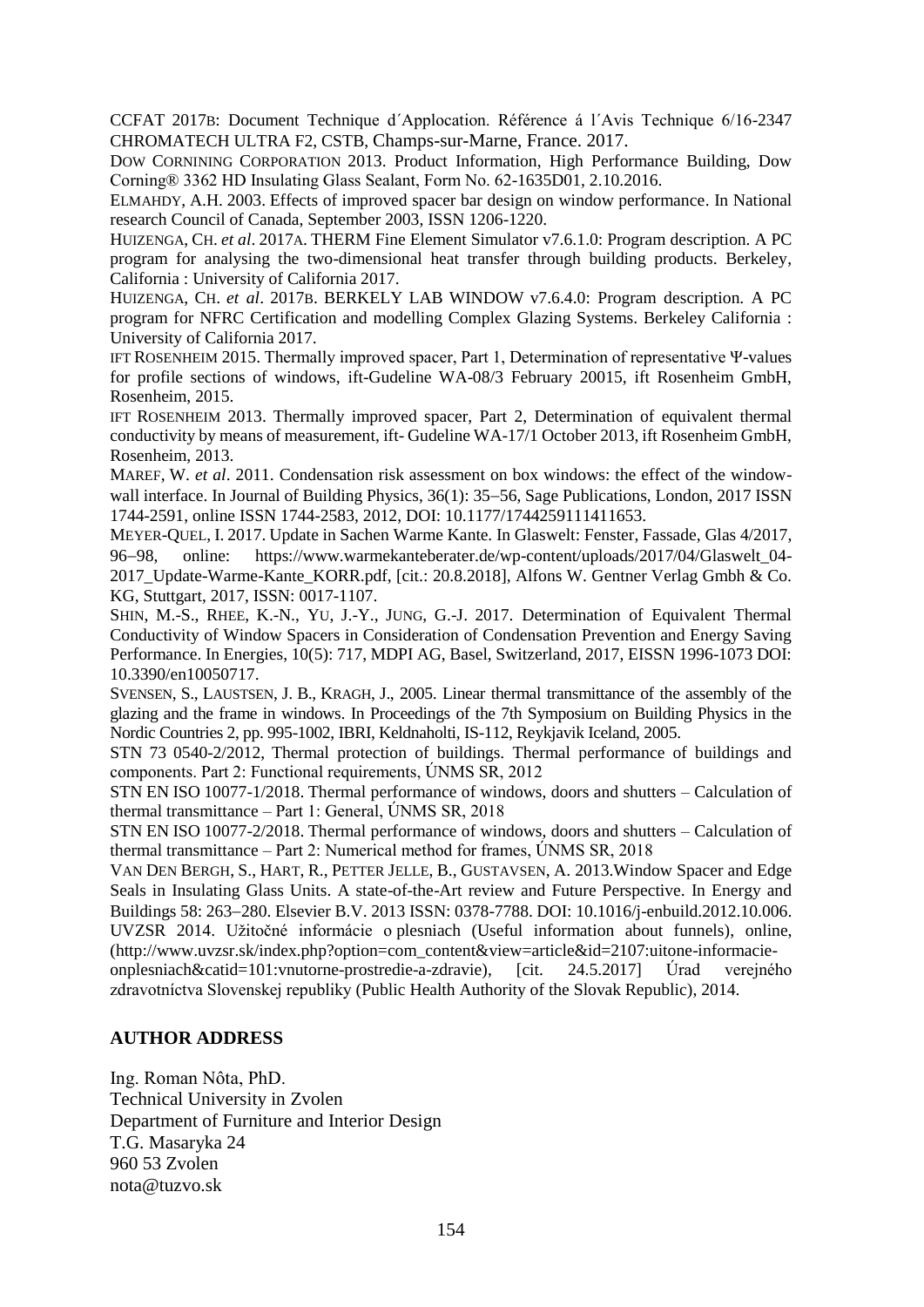CCFAT 2017B: Document Technique d´Applocation. Référence á l´Avis Technique 6/16-2347 CHROMATECH ULTRA F2, CSTB, Champs-sur-Marne, France. 2017.

DOW CORNINING CORPORATION 2013. Product Information, High Performance Building, Dow Corning® 3362 HD Insulating Glass Sealant, Form No. 62-1635D01, 2.10.2016.

ELMAHDY, A.H. 2003. Effects of improved spacer bar design on window performance. In National research Council of Canada, September 2003, ISSN 1206-1220.

HUIZENGA, CH. *et al*. 2017A. THERM Fine Element Simulator v7.6.1.0: Program description. A PC program for analysing the two-dimensional heat transfer through building products. Berkeley, California : University of California 2017.

HUIZENGA, CH. *et al*. 2017B. BERKELY LAB WINDOW v7.6.4.0: Program description. A PC program for NFRC Certification and modelling Complex Glazing Systems. Berkeley California : University of California 2017.

IFT ROSENHEIM 2015. Thermally improved spacer, Part 1, Determination of representative Ψ-values for profile sections of windows, ift-Gudeline WA-08/3 February 20015, ift Rosenheim GmbH, Rosenheim, 2015.

IFT ROSENHEIM 2013. Thermally improved spacer, Part 2, Determination of equivalent thermal conductivity by means of measurement, ift- Gudeline WA-17/1 October 2013, ift Rosenheim GmbH, Rosenheim, 2013.

MAREF, W. *et al*. 2011. Condensation risk assessment on box windows: the effect of the window-wall interface. In Journal of Building Physics, 36(1): 35–56, Sage Publications, London, 2017 ISSN 1744-2591, online ISSN 1744-2583, 2012, DOI: 10.1177/1744259111411653.

MEYER-QUEL, I. 2017. Update in Sachen Warme Kante. In Glaswelt: Fenster, Fassade, Glas 4/2017, 96–98, online: https://www.warmekanteberater.de/wp-content/uploads/2017/04/Glaswelt_04-2017_Update-Warme-Kante_KORR.pdf, [cit.: 20.8.2018], Alfons W. Gentner Verlag Gmbh & Co. KG, Stuttgart, 2017, ISSN: 0017-1107.

SHIN, M.-S., RHEE, K.-N., YU, J.-Y., JUNG, G.-J. 2017. Determination of Equivalent Thermal Conductivity of Window Spacers in Consideration of Condensation Prevention and Energy Saving Performance. In Energies, 10(5): 717, MDPI AG, Basel, Switzerland, 2017, EISSN 1996-1073 DOI: 10.3390/en10050717.

SVENSEN, S., LAUSTSEN, J. B., KRAGH, J., 2005. Linear thermal transmittance of the assembly of the glazing and the frame in windows. In Proceedings of the 7th Symposium on Building Physics in the Nordic Countries 2, pp. 995-1002, IBRI, Keldnaholti, IS-112, Reykjavik Iceland, 2005.

STN 73 0540-2/2012, Thermal protection of buildings. Thermal performance of buildings and components. Part 2: Functional requirements, ÚNMS SR, 2012

STN EN ISO 10077-1/2018. Thermal performance of windows, doors and shutters – Calculation of thermal transmittance – Part 1: General, ÚNMS SR, 2018

STN EN ISO 10077-2/2018. Thermal performance of windows, doors and shutters – Calculation of thermal transmittance – Part 2: Numerical method for frames, ÚNMS SR, 2018

VAN DEN BERGH, S., HART, R., PETTER JELLE, B., GUSTAVSEN, A. 2013.Window Spacer and Edge Seals in Insulating Glass Units. A state-of-the-Art review and Future Perspective. In Energy and Buildings 58: 263–280. Elsevier B.V. 2013 ISSN: 0378-7788. DOI: 10.1016/j-enbuild.2012.10.006.

UVZSR 2014. Užitočné informácie o plesniach (Useful information about funnels), online, (http://www.uvzsr.sk/index.php?option=com_content&view=article&id=2107:uitone-informacie-onplesniach&catid=101:vnutorne-prostredie-a-zdravie), [cit. 24.5.2017] Úrad verejného zdravotníctva Slovenskej republiky (Public Health Authority of the Slovak Republic), 2014.

## AUTHOR ADDRESS

Ing. Roman Nôta, PhD.  
Technical University in Zvolen  
Department of Furniture and Interior Design  
T.G. Masaryka 24  
960 53 Zvolen  
nota@tuzvo.sk